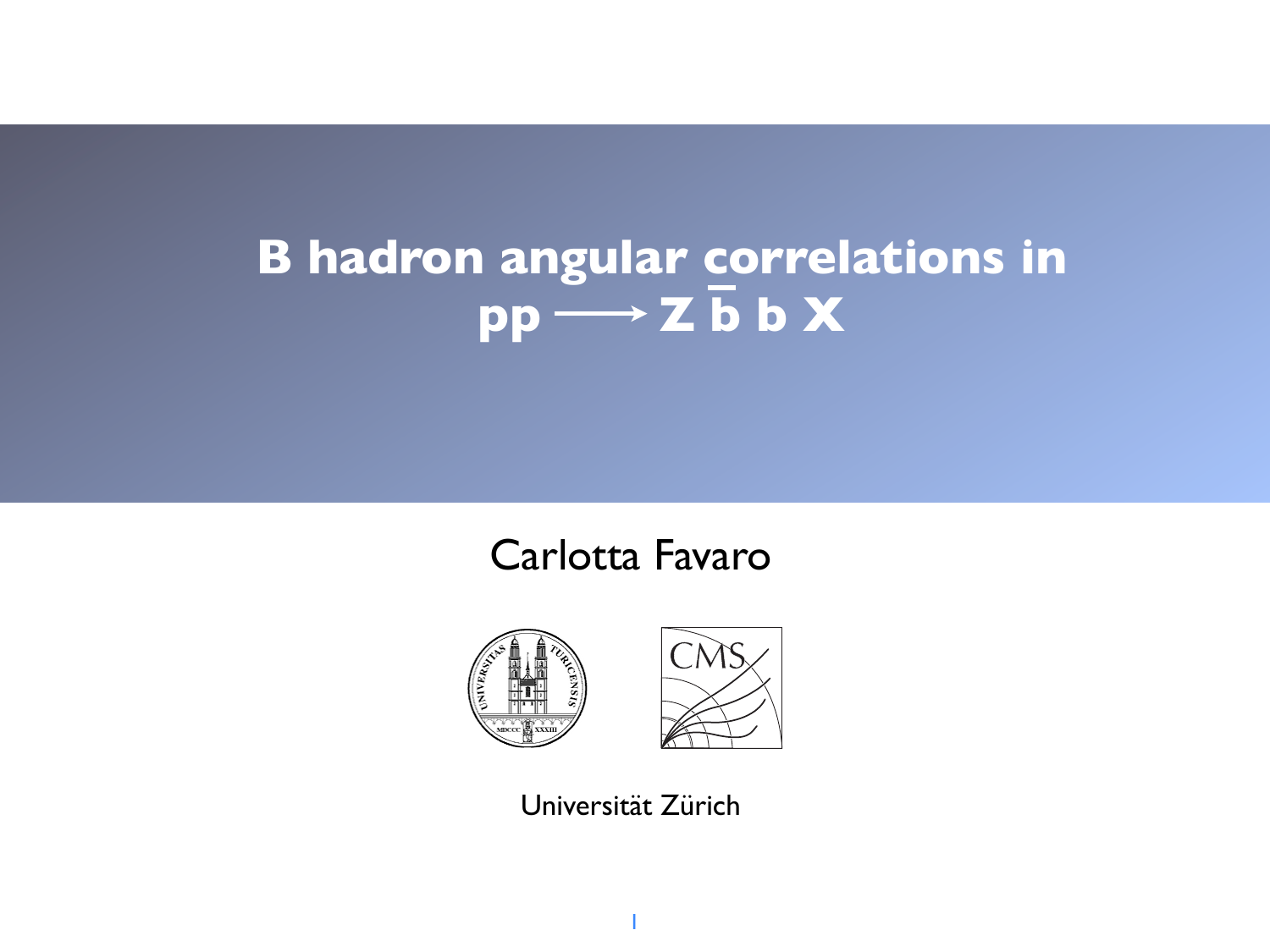# B hadron angular correlations in $pp \longrightarrow Z \bar{b} b X$

Carlotta Favaro

Universität Zürich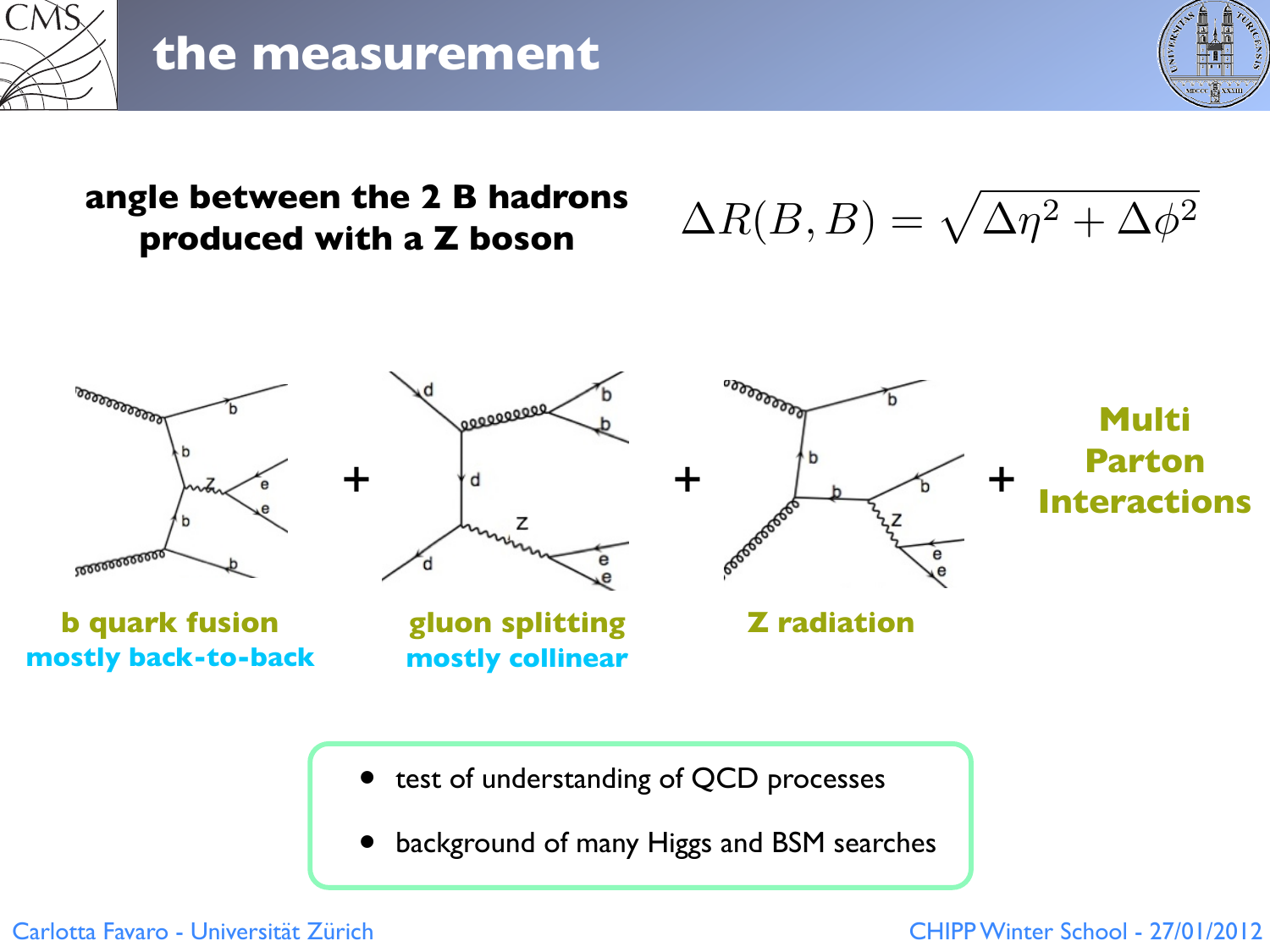# the measurement

**angle between the 2 B hadrons produced with a Z boson**

$$\Delta R(B,B) = \sqrt{\Delta\eta^2 + \Delta\phi^2}$$

**b quark fusion** + **gluon splitting** + **Z radiation** + **Multi Parton Interactions**

**b quark fusion**
**mostly back-to-back**

**gluon splitting**
**mostly collinear**

**Z radiation**

- test of understanding of QCD processes
- background of many Higgs and BSM searches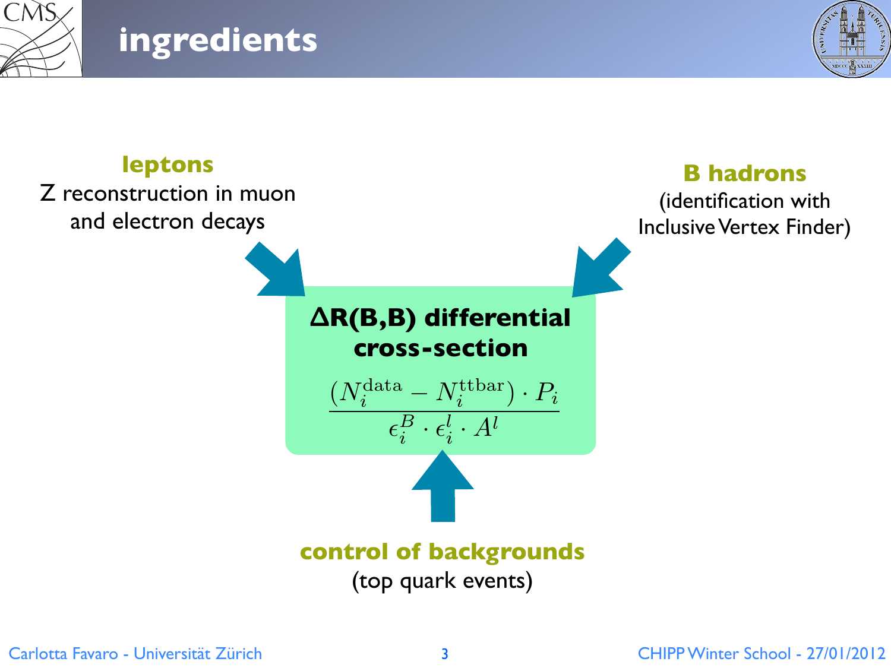# ingredients

**leptons**

Z reconstruction in muon and electron decays

**B hadrons**

(identification with Inclusive Vertex Finder)

**ΔR(B,B) differential cross-section**

$$\frac{(N_i^{\mathrm{data}} - N_i^{\mathrm{ttbar}}) \cdot P_i}{\epsilon_i^B \cdot \epsilon_i^l \cdot A^l}$$

**control of backgrounds**

(top quark events)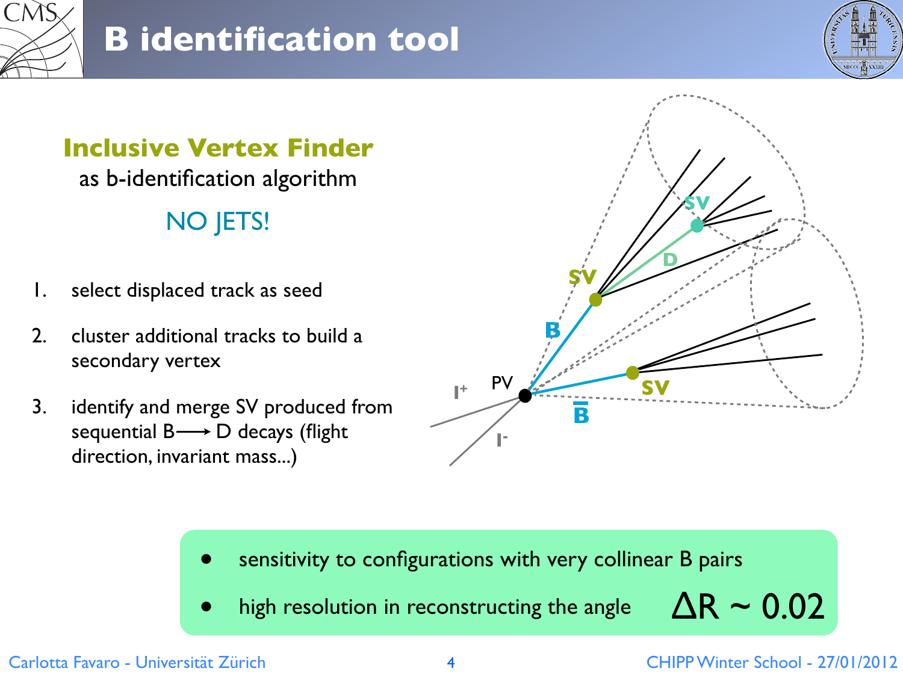# B identification tool

## Inclusive Vertex Finder

as b-identification algorithm

NO JETS!

1. select displaced track as seed
2. cluster additional tracks to build a secondary vertex
3. identify and merge SV produced from sequential B ⟶ D decays (flight direction, invariant mass...)

- sensitivity to configurations with very collinear B pairs
- high resolution in reconstructing the angle $\Delta R \sim 0.02$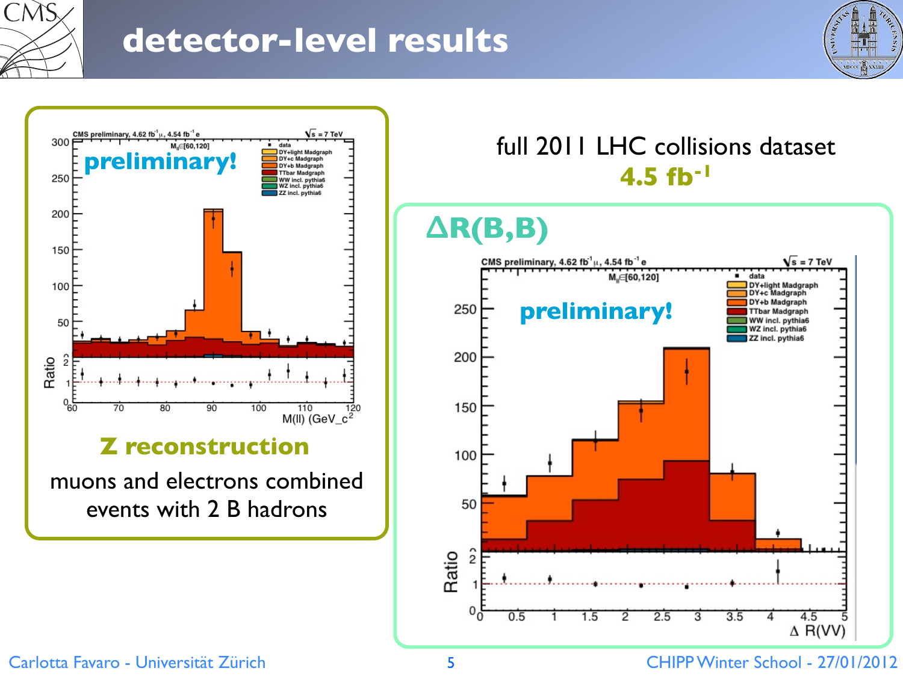# detector-level results

full 2011 LHC collisions dataset

**4.5 fb$^{-1}$**

**Z reconstruction**

muons and electrons combined
events with 2 B hadrons

**ΔR(B,B)**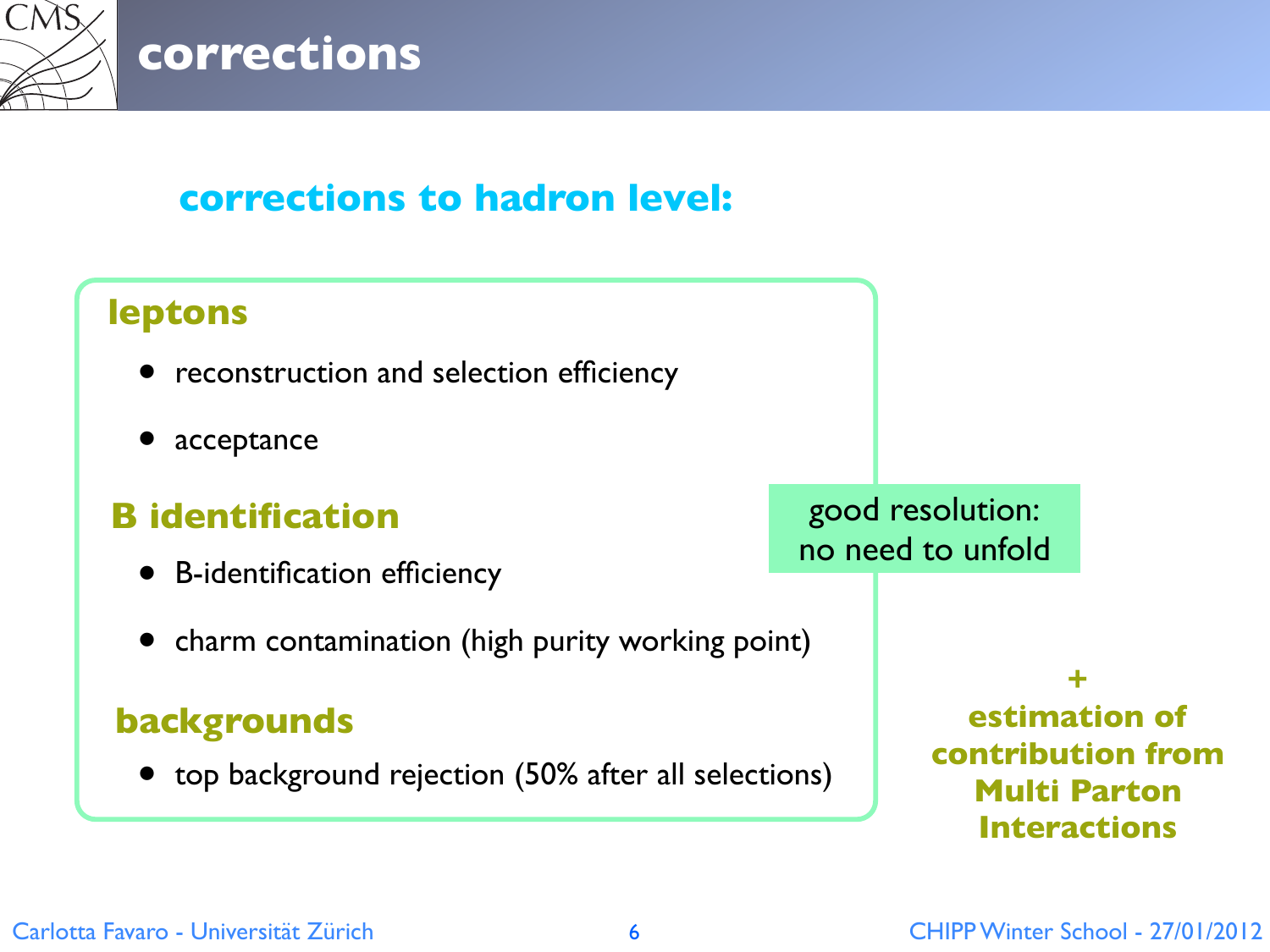# corrections

## corrections to hadron level:

### leptons

- reconstruction and selection efficiency
- acceptance

### B identification

- B-identification efficiency
- charm contamination (high purity working point)

### backgrounds

- top background rejection (50% after all selections)

good resolution: no need to unfold

**+ estimation of contribution from Multi Parton Interactions**